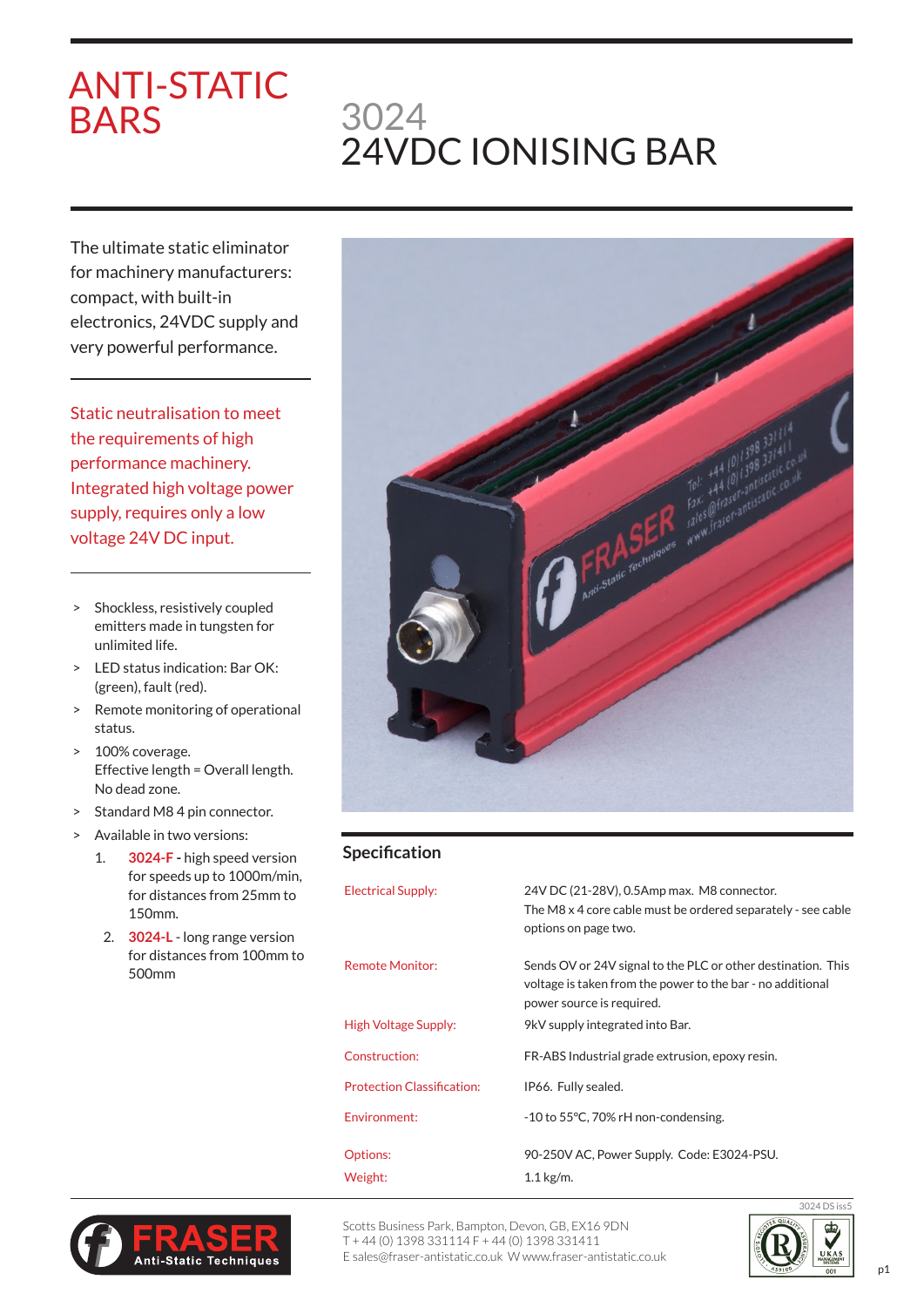# ANTI-STATIC BARS

# 3024
# 24VDC IONISING BAR

The ultimate static eliminator for machinery manufacturers: compact, with built-in electronics, 24VDC supply and very powerful performance.

Static neutralisation to meet the requirements of high performance machinery. Integrated high voltage power supply, requires only a low voltage 24V DC input.

- Shockless, resistively coupled emitters made in tungsten for unlimited life.
- LED status indication: Bar OK: (green), fault (red).
- Remote monitoring of operational status.
- 100% coverage. Effective length = Overall length. No dead zone.
- Standard M8 4 pin connector.
- Available in two versions:
  1. **3024-F -** high speed version for speeds up to 1000m/min, for distances from 25mm to 150mm.
  2. **3024-L** - long range version for distances from 100mm to 500mm

## Specification

| | |
|---|---|
| Electrical Supply: | 24V DC (21-28V), 0.5Amp max. M8 connector. The M8 x 4 core cable must be ordered separately - see cable options on page two. |
| Remote Monitor: | Sends OV or 24V signal to the PLC or other destination. This voltage is taken from the power to the bar - no additional power source is required. |
| High Voltage Supply: | 9kV supply integrated into Bar. |
| Construction: | FR-ABS Industrial grade extrusion, epoxy resin. |
| Protection Classification: | IP66. Fully sealed. |
| Environment: | -10 to 55°C, 70% rH non-condensing. |
| Options: | 90-250V AC, Power Supply. Code: E3024-PSU. |
| Weight: | 1.1 kg/m. |

FRASER Anti-Static Techniques

Scotts Business Park, Bampton, Devon, GB, EX16 9DN
T + 44 (0) 1398 331114 F + 44 (0) 1398 331411
E sales@fraser-antistatic.co.uk W www.fraser-antistatic.co.uk

3024 DS iss5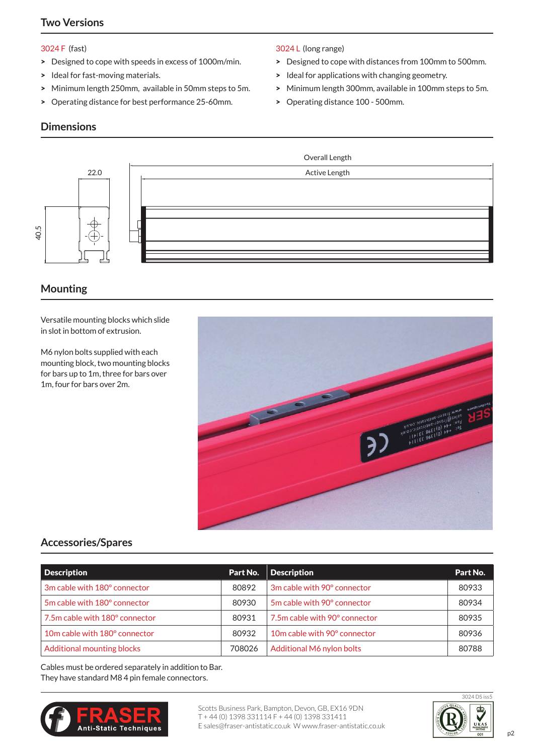## Two Versions

3024 F (fast)

- Designed to cope with speeds in excess of 1000m/min.
- Ideal for fast-moving materials.
- Minimum length 250mm, available in 50mm steps to 5m.
- Operating distance for best performance 25-60mm.

3024 L (long range)

- Designed to cope with distances from 100mm to 500mm.
- Ideal for applications with changing geometry.
- Minimum length 300mm, available in 100mm steps to 5m.
- Operating distance 100 - 500mm.

## Dimensions

22.0

40.5

Overall Length

Active Length

## Mounting

Versatile mounting blocks which slide in slot in bottom of extrusion.

M6 nylon bolts supplied with each mounting block, two mounting blocks for bars up to 1m, three for bars over 1m, four for bars over 2m.

## Accessories/Spares

| Description | Part No. | Description | Part No. |
|---|---|---|---|
| 3m cable with 180° connector | 80892 | 3m cable with 90° connector | 80933 |
| 5m cable with 180° connector | 80930 | 5m cable with 90° connector | 80934 |
| 7.5m cable with 180° connector | 80931 | 7.5m cable with 90° connector | 80935 |
| 10m cable with 180° connector | 80932 | 10m cable with 90° connector | 80936 |
| Additional mounting blocks | 708026 | Additional M6 nylon bolts | 80788 |

Cables must be ordered separately in addition to Bar.
They have standard M8 4 pin female connectors.

3024 DS iss5

FRASER Anti-Static Techniques

Scotts Business Park, Bampton, Devon, GB, EX16 9DN
T + 44 (0) 1398 331114 F + 44 (0) 1398 331411
E sales@fraser-antistatic.co.uk W www.fraser-antistatic.co.uk